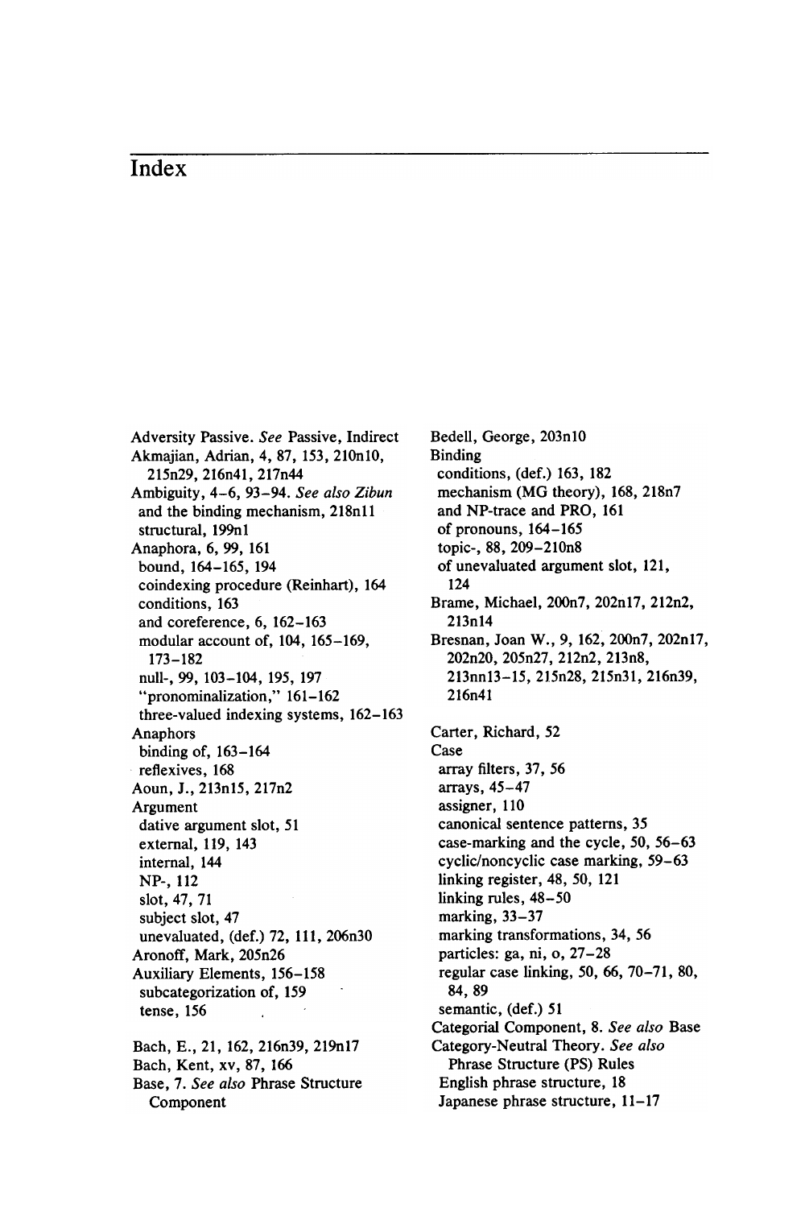# Index

Adversity Passive. *See* Passive, Indirect
Akmajian, Adrian, 4, 87, 153, 210n10, 215n29, 216n41, 217n44
Ambiguity, 4–6, 93–94. *See also Zibun*
 and the binding mechanism, 218n11
 structural, 199n1
Anaphora, 6, 99, 161
 bound, 164–165, 194
 coindexing procedure (Reinhart), 164
 conditions, 163
 and coreference, 6, 162–163
 modular account of, 104, 165–169, 173–182
 null-, 99, 103–104, 195, 197
 "pronominalization," 161–162
 three-valued indexing systems, 162–163
Anaphors
 binding of, 163–164
 reflexives, 168
Aoun, J., 213n15, 217n2
Argument
 dative argument slot, 51
 external, 119, 143
 internal, 144
 NP-, 112
 slot, 47, 71
 subject slot, 47
 unevaluated, (def.) 72, 111, 206n30
Aronoff, Mark, 205n26
Auxiliary Elements, 156–158
 subcategorization of, 159
 tense, 156

Bach, E., 21, 162, 216n39, 219n17
Bach, Kent, xv, 87, 166
Base, 7. *See also* Phrase Structure Component
Bedell, George, 203n10
Binding
 conditions, (def.) 163, 182
 mechanism (MG theory), 168, 218n7
 and NP-trace and PRO, 161
 of pronouns, 164–165
 topic-, 88, 209–210n8
 of unevaluated argument slot, 121, 124
Brame, Michael, 200n7, 202n17, 212n2, 213n14
Bresnan, Joan W., 9, 162, 200n7, 202n17, 202n20, 205n27, 212n2, 213n8, 213nn13–15, 215n28, 215n31, 216n39, 216n41

Carter, Richard, 52
Case
 array filters, 37, 56
 arrays, 45–47
 assigner, 110
 canonical sentence patterns, 35
 case-marking and the cycle, 50, 56–63
 cyclic/noncyclic case marking, 59–63
 linking register, 48, 50, 121
 linking rules, 48–50
 marking, 33–37
 marking transformations, 34, 56
 particles: ga, ni, o, 27–28
 regular case linking, 50, 66, 70–71, 80, 84, 89
 semantic, (def.) 51
Categorial Component, 8. *See also* Base
Category-Neutral Theory. *See also* Phrase Structure (PS) Rules
 English phrase structure, 18
 Japanese phrase structure, 11–17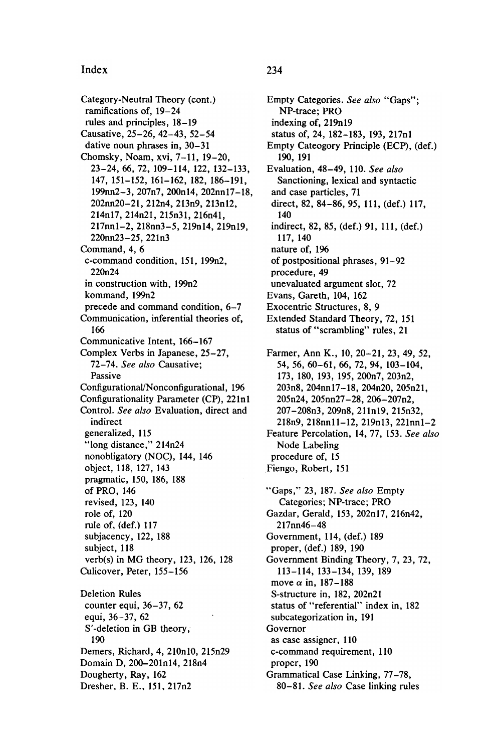Category-Neutral Theory (cont.)
 ramifications of, 19–24
 rules and principles, 18–19
Causative, 25–26, 42–43, 52–54
 dative noun phrases in, 30–31
Chomsky, Noam, xvi, 7–11, 19–20, 23–24, 66, 72, 109–114, 122, 132–133, 147, 151–152, 161–162, 182, 186–191, 199nn2–3, 207n7, 200n14, 202nn17–18, 202nn20–21, 212n4, 213n9, 213n12, 214n17, 214n21, 215n31, 216n41, 217nn1–2, 218nn3–5, 219n14, 219n19, 220nn23–25, 221n3
Command, 4, 6
 c-command condition, 151, 199n2, 220n24
 in construction with, 199n2
 kommand, 199n2
 precede and command condition, 6–7
Communication, inferential theories of, 166
Communicative Intent, 166–167
Complex Verbs in Japanese, 25–27, 72–74. *See also* Causative; Passive
Configurational/Nonconfigurational, 196
Configurationality Parameter (CP), 221n1
Control. *See also* Evaluation, direct and indirect
 generalized, 115
 "long distance," 214n24
 nonobligatory (NOC), 144, 146
 object, 118, 127, 143
 pragmatic, 150, 186, 188
 of PRO, 146
 revised, 123, 140
 role of, 120
 rule of, (def.) 117
 subjacency, 122, 188
 subject, 118
 verb(s) in MG theory, 123, 126, 128
Culicover, Peter, 155–156

Deletion Rules
 counter equi, 36–37, 62
 equi, 36–37, 62
 S′-deletion in GB theory, 190
Demers, Richard, 4, 210n10, 215n29
Domain D, 200–201n14, 218n4
Dougherty, Ray, 162
Dresher, B. E., 151, 217n2

Empty Categories. *See also* "Gaps"; NP-trace; PRO
 indexing of, 219n19
 status of, 24, 182–183, 193, 217n1
Empty Cateogory Principle (ECP), (def.) 190, 191
Evaluation, 48–49, 110. *See also* Sanctioning, lexical and syntactic
 and case particles, 71
 direct, 82, 84–86, 95, 111, (def.) 117, 140
 indirect, 82, 85, (def.) 91, 111, (def.) 117, 140
 nature of, 196
 of postpositional phrases, 91–92
 procedure, 49
 unevaluated argument slot, 72
Evans, Gareth, 104, 162
Exocentric Structures, 8, 9
Extended Standard Theory, 72, 151
 status of "scrambling" rules, 21

Farmer, Ann K., 10, 20–21, 23, 49, 52, 54, 56, 60–61, 66, 72, 94, 103–104, 173, 180, 193, 195, 200n7, 203n2, 203n8, 204nn17–18, 204n20, 205n21, 205n24, 205nn27–28, 206–207n2, 207–208n3, 209n8, 211n19, 215n32, 218n9, 218nn11–12, 219n13, 221nn1–2
Feature Percolation, 14, 77, 153. *See also* Node Labeling
 procedure of, 15
Fiengo, Robert, 151

"Gaps," 23, 187. *See also* Empty Categories; NP-trace; PRO
Gazdar, Gerald, 153, 202n17, 216n42, 217nn46–48
Government, 114, (def.) 189
 proper, (def.) 189, 190
Government Binding Theory, 7, 23, 72, 113–114, 133–134, 139, 189
 move $\alpha$ in, 187–188
 S-structure in, 182, 202n21
 status of "referential" index in, 182
 subcategorization in, 191
Governor
 as case assigner, 110
 c-command requirement, 110
 proper, 190
Grammatical Case Linking, 77–78, 80–81. *See also* Case linking rules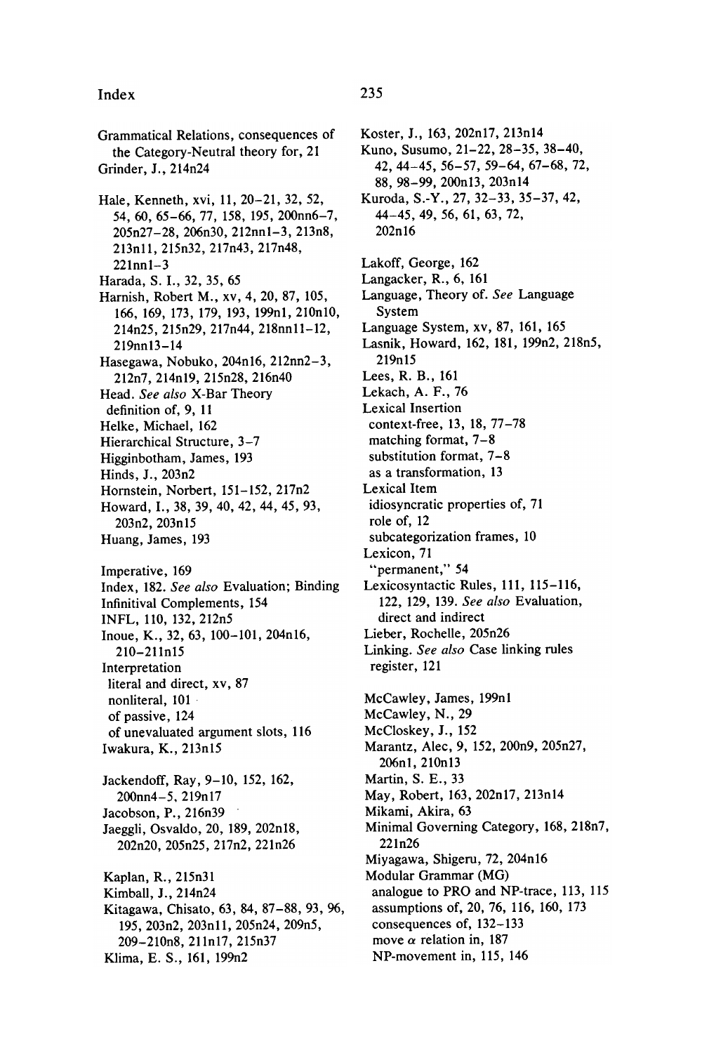Grammatical Relations, consequences of the Category-Neutral theory for, 21
Grinder, J., 214n24

Hale, Kenneth, xvi, 11, 20–21, 32, 52, 54, 60, 65–66, 77, 158, 195, 200nn6–7, 205n27–28, 206n30, 212nn1–3, 213n8, 213n11, 215n32, 217n43, 217n48, 221nn1–3
Harada, S. I., 32, 35, 65
Harnish, Robert M., xv, 4, 20, 87, 105, 166, 169, 173, 179, 193, 199n1, 210n10, 214n25, 215n29, 217n44, 218nn11–12, 219nn13–14
Hasegawa, Nobuko, 204n16, 212nn2–3, 212n7, 214n19, 215n28, 216n40
Head. *See also* X-Bar Theory
 definition of, 9, 11
Helke, Michael, 162
Hierarchical Structure, 3–7
Higginbotham, James, 193
Hinds, J., 203n2
Hornstein, Norbert, 151–152, 217n2
Howard, I., 38, 39, 40, 42, 44, 45, 93, 203n2, 203n15
Huang, James, 193

Imperative, 169
Index, 182. *See also* Evaluation; Binding
Infinitival Complements, 154
INFL, 110, 132, 212n5
Inoue, K., 32, 63, 100–101, 204n16, 210–211n15
Interpretation
 literal and direct, xv, 87
 nonliteral, 101
 of passive, 124
 of unevaluated argument slots, 116
Iwakura, K., 213n15

Jackendoff, Ray, 9–10, 152, 162, 200nn4–5, 219n17
Jacobson, P., 216n39
Jaeggli, Osvaldo, 20, 189, 202n18, 202n20, 205n25, 217n2, 221n26

Kaplan, R., 215n31
Kimball, J., 214n24
Kitagawa, Chisato, 63, 84, 87–88, 93, 96, 195, 203n2, 203n11, 205n24, 209n5, 209–210n8, 211n17, 215n37
Klima, E. S., 161, 199n2

Koster, J., 163, 202n17, 213n14
Kuno, Susumo, 21–22, 28–35, 38–40, 42, 44–45, 56–57, 59–64, 67–68, 72, 88, 98–99, 200n13, 203n14
Kuroda, S.-Y., 27, 32–33, 35–37, 42, 44–45, 49, 56, 61, 63, 72, 202n16

Lakoff, George, 162
Langacker, R., 6, 161
Language, Theory of. *See* Language System
Language System, xv, 87, 161, 165
Lasnik, Howard, 162, 181, 199n2, 218n5, 219n15
Lees, R. B., 161
Lekach, A. F., 76
Lexical Insertion
 context-free, 13, 18, 77–78
 matching format, 7–8
 substitution format, 7–8
 as a transformation, 13
Lexical Item
 idiosyncratic properties of, 71
 role of, 12
 subcategorization frames, 10
Lexicon, 71
 "permanent," 54
Lexicosyntactic Rules, 111, 115–116, 122, 129, 139. *See also* Evaluation, direct and indirect
Lieber, Rochelle, 205n26
Linking. *See also* Case linking rules
 register, 121

McCawley, James, 199n1
McCawley, N., 29
McCloskey, J., 152
Marantz, Alec, 9, 152, 200n9, 205n27, 206n1, 210n13
Martin, S. E., 33
May, Robert, 163, 202n17, 213n14
Mikami, Akira, 63
Minimal Governing Category, 168, 218n7, 221n26
Miyagawa, Shigeru, 72, 204n16
Modular Grammar (MG)
 analogue to PRO and NP-trace, 113, 115
 assumptions of, 20, 76, 116, 160, 173
 consequences of, 132–133
 move $\alpha$ relation in, 187
 NP-movement in, 115, 146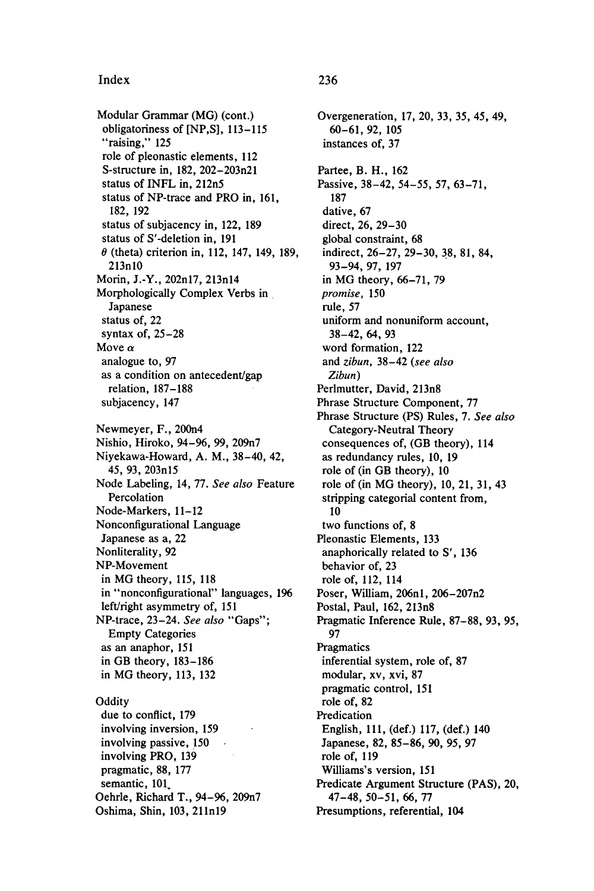Modular Grammar (MG) (cont.)
 obligatoriness of [NP,S], 113–115
 "raising," 125
 role of pleonastic elements, 112
 S-structure in, 182, 202–203n21
 status of INFL in, 212n5
 status of NP-trace and PRO in, 161, 182, 192
 status of subjacency in, 122, 189
 status of S′-deletion in, 191
 $\theta$ (theta) criterion in, 112, 147, 149, 189, 213n10
Morin, J.-Y., 202n17, 213n14
Morphologically Complex Verbs in Japanese
 status of, 22
 syntax of, 25–28
Move $\alpha$
 analogue to, 97
 as a condition on antecedent/gap relation, 187–188
 subjacency, 147

Newmeyer, F., 200n4
Nishio, Hiroko, 94–96, 99, 209n7
Niyekawa-Howard, A. M., 38–40, 42, 45, 93, 203n15
Node Labeling, 14, 77. *See also* Feature Percolation
Node-Markers, 11–12
Nonconfigurational Language
 Japanese as a, 22
Nonliterality, 92
NP-Movement
 in MG theory, 115, 118
 in "nonconfigurational" languages, 196
 left/right asymmetry of, 151
NP-trace, 23–24. *See also* "Gaps"; Empty Categories
 as an anaphor, 151
 in GB theory, 183–186
 in MG theory, 113, 132

Oddity
 due to conflict, 179
 involving inversion, 159
 involving passive, 150
 involving PRO, 139
 pragmatic, 88, 177
 semantic, 101
Oehrle, Richard T., 94–96, 209n7
Oshima, Shin, 103, 211n19

Overgeneration, 17, 20, 33, 35, 45, 49, 60–61, 92, 105
 instances of, 37

Partee, B. H., 162
Passive, 38–42, 54–55, 57, 63–71, 187
 dative, 67
 direct, 26, 29–30
 global constraint, 68
 indirect, 26–27, 29–30, 38, 81, 84, 93–94, 97, 197
 in MG theory, 66–71, 79
 *promise*, 150
 rule, 57
 uniform and nonuniform account, 38–42, 64, 93
 word formation, 122
 and *zibun*, 38–42 (*see also Zibun*)
Perlmutter, David, 213n8
Phrase Structure Component, 77
Phrase Structure (PS) Rules, 7. *See also* Category-Neutral Theory
 consequences of, (GB theory), 114
 as redundancy rules, 10, 19
 role of (in GB theory), 10
 role of (in MG theory), 10, 21, 31, 43
 stripping categorial content from, 10
 two functions of, 8
Pleonastic Elements, 133
 anaphorically related to S′, 136
 behavior of, 23
 role of, 112, 114
Poser, William, 206n1, 206–207n2
Postal, Paul, 162, 213n8
Pragmatic Inference Rule, 87–88, 93, 95, 97
Pragmatics
 inferential system, role of, 87
 modular, xv, xvi, 87
 pragmatic control, 151
 role of, 82
Predication
 English, 111, (def.) 117, (def.) 140
 Japanese, 82, 85–86, 90, 95, 97
 role of, 119
 Williams's version, 151
Predicate Argument Structure (PAS), 20, 47–48, 50–51, 66, 77
Presumptions, referential, 104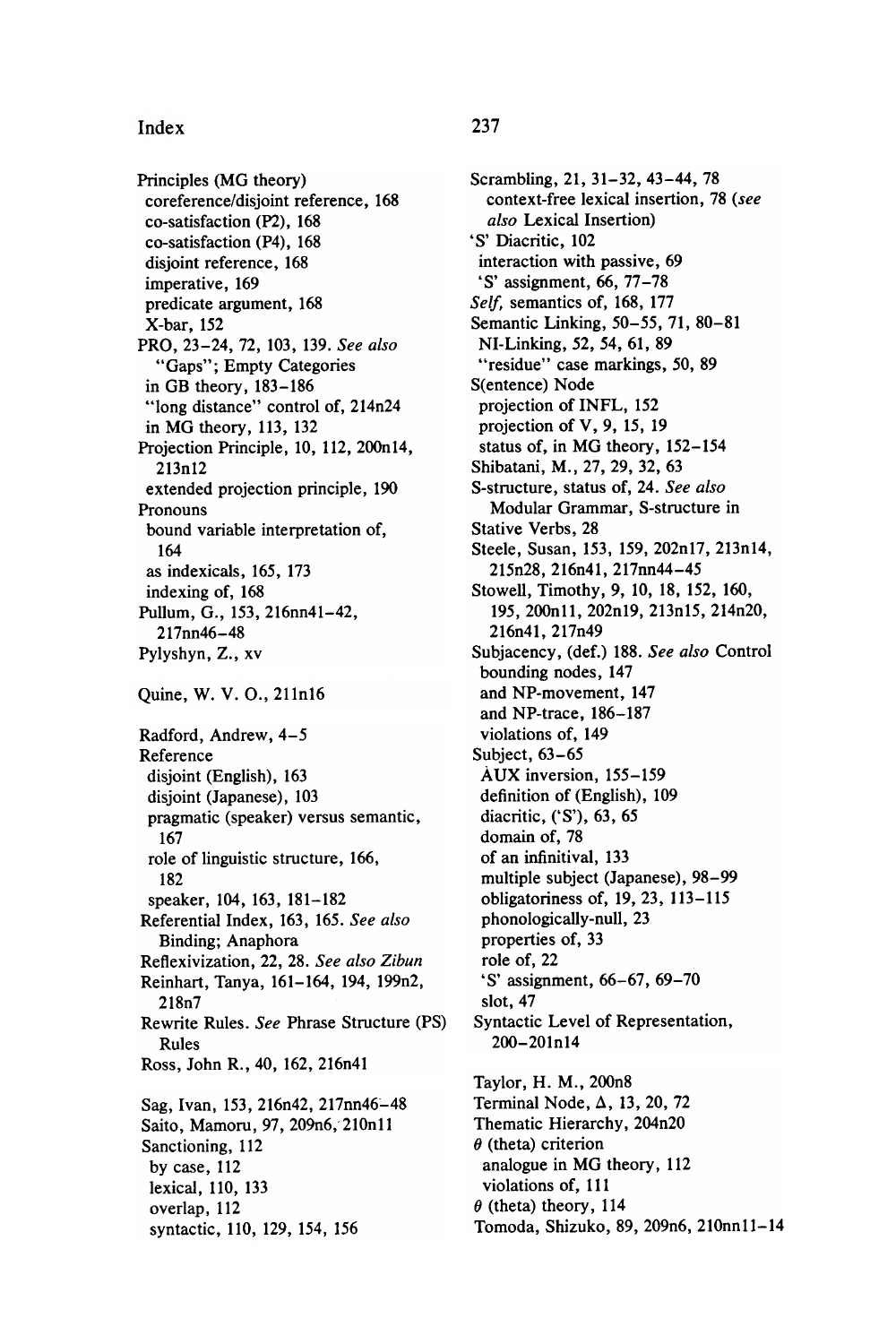Principles (MG theory)
 coreference/disjoint reference, 168
 co-satisfaction (P2), 168
 co-satisfaction (P4), 168
 disjoint reference, 168
 imperative, 169
 predicate argument, 168
 X-bar, 152
PRO, 23–24, 72, 103, 139. *See also* "Gaps"; Empty Categories
 in GB theory, 183–186
 "long distance" control of, 214n24
 in MG theory, 113, 132
Projection Principle, 10, 112, 200n14, 213n12
 extended projection principle, 190
Pronouns
 bound variable interpretation of, 164
 as indexicals, 165, 173
 indexing of, 168
Pullum, G., 153, 216nn41–42, 217nn46–48
Pylyshyn, Z., xv

Quine, W. V. O., 211n16

Radford, Andrew, 4–5
Reference
 disjoint (English), 163
 disjoint (Japanese), 103
 pragmatic (speaker) versus semantic, 167
 role of linguistic structure, 166, 182
 speaker, 104, 163, 181–182
Referential Index, 163, 165. *See also* Binding; Anaphora
Reflexivization, 22, 28. *See also Zibun*
Reinhart, Tanya, 161–164, 194, 199n2, 218n7
Rewrite Rules. *See* Phrase Structure (PS) Rules
Ross, John R., 40, 162, 216n41

Sag, Ivan, 153, 216n42, 217nn46–48
Saito, Mamoru, 97, 209n6, 210n11
Sanctioning, 112
 by case, 112
 lexical, 110, 133
 overlap, 112
 syntactic, 110, 129, 154, 156

Scrambling, 21, 31–32, 43–44, 78
 context-free lexical insertion, 78 (*see also* Lexical Insertion)
'S' Diacritic, 102
 interaction with passive, 69
 'S' assignment, 66, 77–78
*Self*, semantics of, 168, 177
Semantic Linking, 50–55, 71, 80–81
 NI-Linking, 52, 54, 61, 89
 "residue" case markings, 50, 89
S(entence) Node
 projection of INFL, 152
 projection of V, 9, 15, 19
 status of, in MG theory, 152–154
Shibatani, M., 27, 29, 32, 63
S-structure, status of, 24. *See also* Modular Grammar, S-structure in
Stative Verbs, 28
Steele, Susan, 153, 159, 202n17, 213n14, 215n28, 216n41, 217nn44–45
Stowell, Timothy, 9, 10, 18, 152, 160, 195, 200n11, 202n19, 213n15, 214n20, 216n41, 217n49
Subjacency, (def.) 188. *See also* Control
 bounding nodes, 147
 and NP-movement, 147
 and NP-trace, 186–187
 violations of, 149
Subject, 63–65
 AUX inversion, 155–159
 definition of (English), 109
 diacritic, ('S'), 63, 65
 domain of, 78
 of an infinitival, 133
 multiple subject (Japanese), 98–99
 obligatoriness of, 19, 23, 113–115
 phonologically-null, 23
 properties of, 33
 role of, 22
 'S' assignment, 66–67, 69–70
 slot, 47
Syntactic Level of Representation, 200–201n14

Taylor, H. M., 200n8
Terminal Node, Δ, 13, 20, 72
Thematic Hierarchy, 204n20
θ (theta) criterion
 analogue in MG theory, 112
 violations of, 111
θ (theta) theory, 114
Tomoda, Shizuko, 89, 209n6, 210nn11–14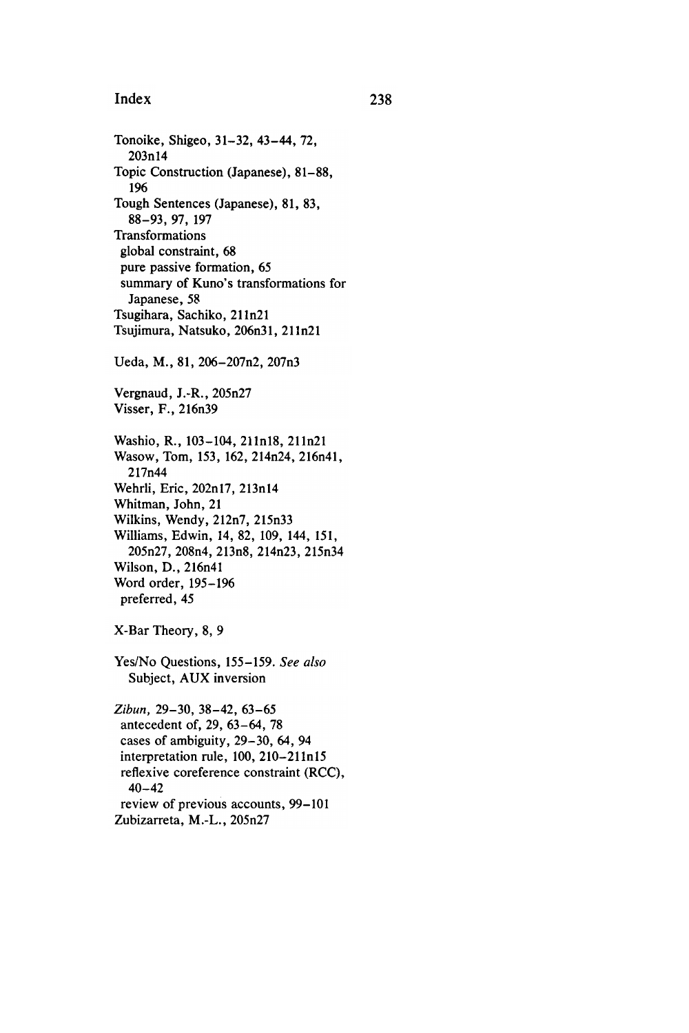Tonoike, Shigeo, 31–32, 43–44, 72, 203n14
Topic Construction (Japanese), 81–88, 196
Tough Sentences (Japanese), 81, 83, 88–93, 97, 197
Transformations
 global constraint, 68
 pure passive formation, 65
 summary of Kuno's transformations for Japanese, 58
Tsugihara, Sachiko, 211n21
Tsujimura, Natsuko, 206n31, 211n21

Ueda, M., 81, 206–207n2, 207n3

Vergnaud, J.-R., 205n27
Visser, F., 216n39

Washio, R., 103–104, 211n18, 211n21
Wasow, Tom, 153, 162, 214n24, 216n41, 217n44
Wehrli, Eric, 202n17, 213n14
Whitman, John, 21
Wilkins, Wendy, 212n7, 215n33
Williams, Edwin, 14, 82, 109, 144, 151, 205n27, 208n4, 213n8, 214n23, 215n34
Wilson, D., 216n41
Word order, 195–196
 preferred, 45

X-Bar Theory, 8, 9

Yes/No Questions, 155–159. *See also* Subject, AUX inversion

*Zibun,* 29–30, 38–42, 63–65
 antecedent of, 29, 63–64, 78
 cases of ambiguity, 29–30, 64, 94
 interpretation rule, 100, 210–211n15
 reflexive coreference constraint (RCC), 40–42
 review of previous accounts, 99–101
Zubizarreta, M.-L., 205n27